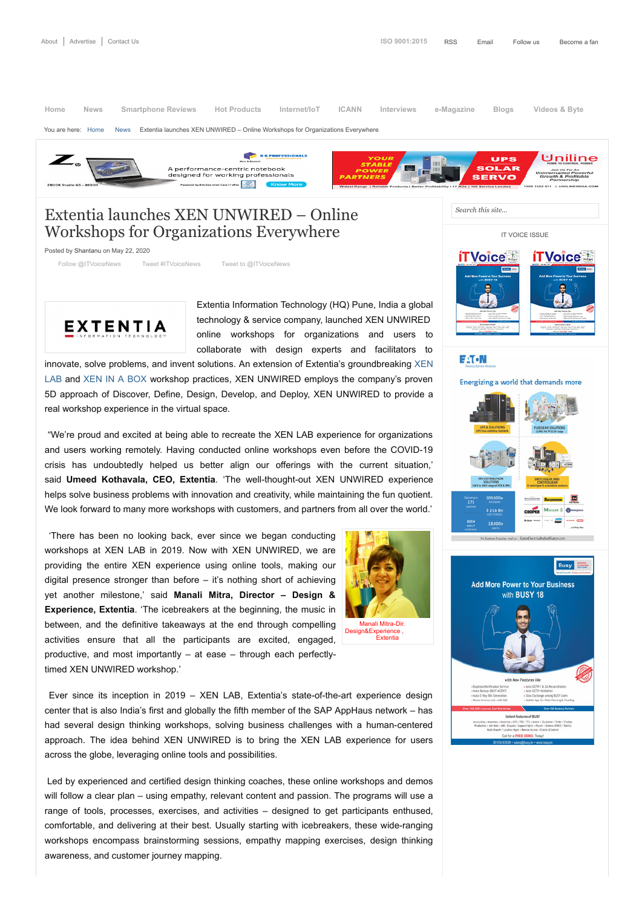# Extentia launches XEN UNWIRED – Online Workshops for Organizations Everywhere

Posted by Shantanu on May 22, 2020

Extentia Information Technology (HQ) Pune, India a global technology & service company, launched XEN UNWIRED online workshops for organizations and users to collaborate with design experts and facilitators to innovate, solve problems, and invent solutions. An extension of Extentia's groundbreaking XEN LAB and XEN IN A BOX workshop practices, XEN UNWIRED employs the company's proven 5D approach of Discover, Define, Design, Develop, and Deploy, XEN UNWIRED to provide a real workshop experience in the virtual space.

"We're proud and excited at being able to recreate the XEN LAB experience for organizations and users working remotely. Having conducted online workshops even before the COVID-19 crisis has undoubtedly helped us better align our offerings with the current situation,' said **Umeed Kothavala, CEO, Extentia**. 'The well-thought-out XEN UNWIRED experience helps solve business problems with innovation and creativity, while maintaining the fun quotient. We look forward to many more workshops with customers, and partners from all over the world.'

'There has been no looking back, ever since we began conducting workshops at XEN LAB in 2019. Now with XEN UNWIRED, we are providing the entire XEN experience using online tools, making our digital presence stronger than before – it's nothing short of achieving yet another milestone,' said **Manali Mitra, Director – Design & Experience, Extentia**. 'The icebreakers at the beginning, the music in between, and the definitive takeaways at the end through compelling activities ensure that all the participants are excited, engaged, productive, and most importantly – at ease – through each perfectly-timed XEN UNWIRED workshop.'

Manali Mitra-Dir. Design&Experience , Extentia

Ever since its inception in 2019 – XEN LAB, Extentia's state-of-the-art experience design center that is also India's first and globally the fifth member of the SAP AppHaus network – has had several design thinking workshops, solving business challenges with a human-centered approach. The idea behind XEN UNWIRED is to bring the XEN LAB experience for users across the globe, leveraging online tools and possibilities.

Led by experienced and certified design thinking coaches, these online workshops and demos will follow a clear plan – using empathy, relevant content and passion. The programs will use a range of tools, processes, exercises, and activities – designed to get participants enthused, comfortable, and delivering at their best. Usually starting with icebreakers, these wide-ranging workshops encompass brainstorming sessions, empathy mapping exercises, design thinking awareness, and customer journey mapping.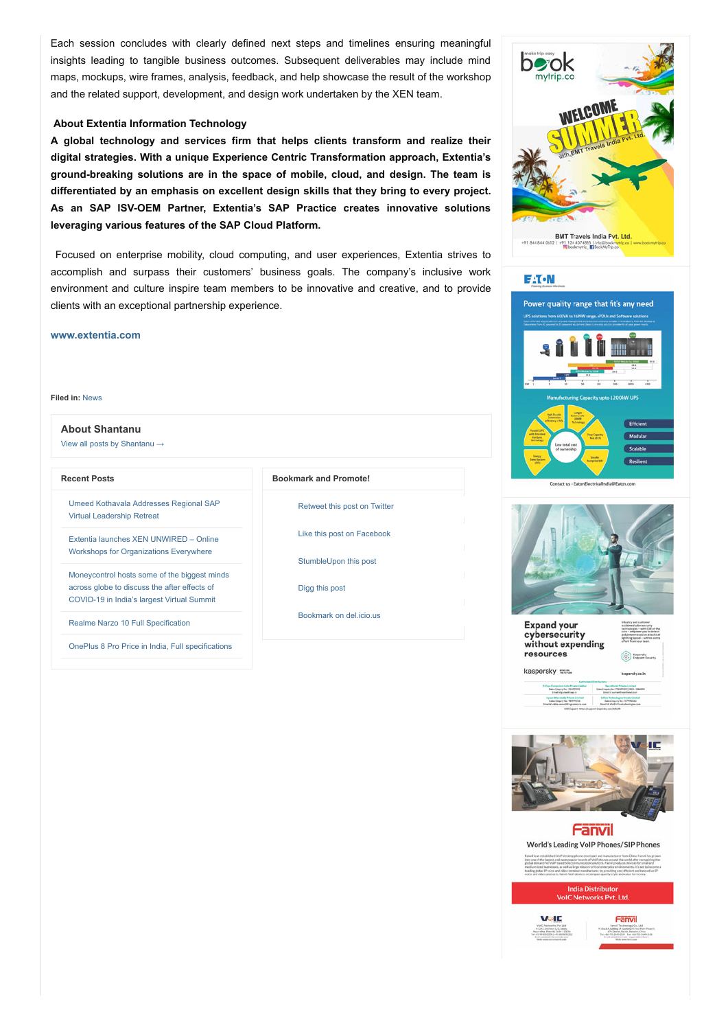Each session concludes with clearly defined next steps and timelines ensuring meaningful insights leading to tangible business outcomes. Subsequent deliverables may include mind maps, mockups, wire frames, analysis, feedback, and help showcase the result of the workshop and the related support, development, and design work undertaken by the XEN team.

**About Extentia Information Technology**

**A global technology and services firm that helps clients transform and realize their digital strategies. With a unique Experience Centric Transformation approach, Extentia's ground-breaking solutions are in the space of mobile, cloud, and design. The team is differentiated by an emphasis on excellent design skills that they bring to every project. As an SAP ISV-OEM Partner, Extentia's SAP Practice creates innovative solutions leveraging various features of the SAP Cloud Platform.**

Focused on enterprise mobility, cloud computing, and user experiences, Extentia strives to accomplish and surpass their customers' business goals. The company's inclusive work environment and culture inspire team members to be innovative and creative, and to provide clients with an exceptional partnership experience.

**www.extentia.com**

**Filed in:** News

### About Shantanu

View all posts by Shantanu →

### Recent Posts

- Umeed Kothavala Addresses Regional SAP Virtual Leadership Retreat
- Extentia launches XEN UNWIRED – Online Workshops for Organizations Everywhere
- Moneycontrol hosts some of the biggest minds across globe to discuss the after effects of COVID-19 in India's largest Virtual Summit
- Realme Narzo 10 Full Specification
- OnePlus 8 Pro Price in India, Full specifications

### Bookmark and Promote!

- Retweet this post on Twitter
- Like this post on Facebook
- StumbleUpon this post
- Digg this post
- Bookmark on del.icio.us